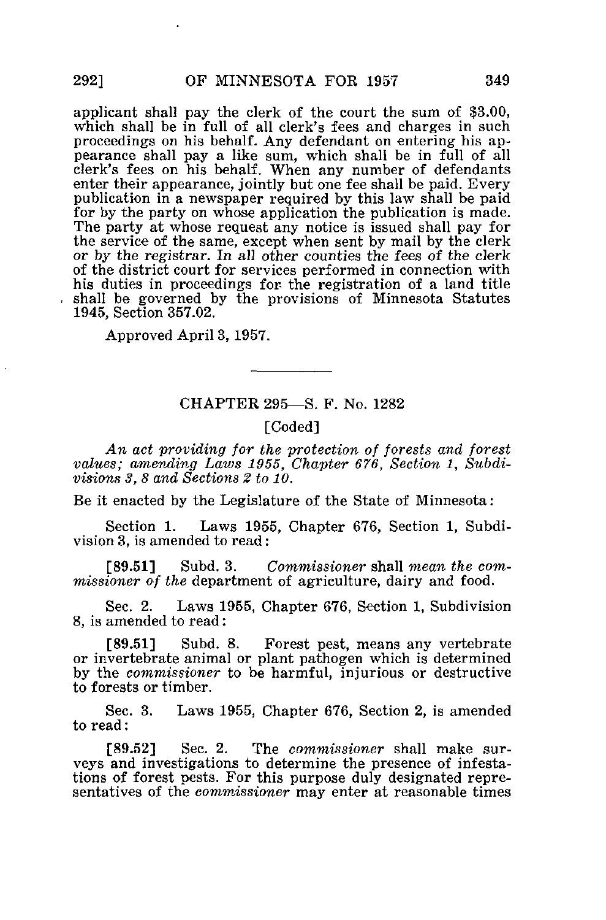applicant shall pay the clerk of the court the sum of $3.00, which shall be in full of all clerk's fees and charges in such proceedings on his behalf. Any defendant on entering his appearance shall pay a like sum, which shall be in full of all clerk's fees on his behalf. When any number of defendants enter their appearance, jointly but one fee shall be paid. Every publication in a newspaper required by this law shall be paid for by the party on whose application the publication is made. The party at whose request any notice is issued shall pay for the service of the same, except when sent by mail by the clerk *or by the registrar. In all other counties the fees of the clerk* of the district court for services performed in connection with his duties in proceedings for the registration of a land title shall be governed by the provisions of Minnesota Statutes 1945, Section 357.02.

Approved April 3, 1957.

---

## CHAPTER 295—S. F. No. 1282

[Coded]

*An act providing for the protection of forests and forest values; amending Laws 1955, Chapter 676, Section 1, Subdivisions 3, 8 and Sections 2 to 10.*

Be it enacted by the Legislature of the State of Minnesota:

Section 1. Laws 1955, Chapter 676, Section 1, Subdivision 3, is amended to read:

[89.51] Subd. 3. *Commissioner* shall *mean the commissioner of the* department of agriculture, dairy and food.

Sec. 2. Laws 1955, Chapter 676, Section 1, Subdivision 8, is amended to read:

[89.51] Subd. 8. Forest pest, means any vertebrate or invertebrate animal or plant pathogen which is determined by the *commissioner* to be harmful, injurious or destructive to forests or timber.

Sec. 3. Laws 1955, Chapter 676, Section 2, is amended to read:

[89.52] Sec. 2. The *commissioner* shall make surveys and investigations to determine the presence of infestations of forest pests. For this purpose duly designated representatives of the *commissioner* may enter at reasonable times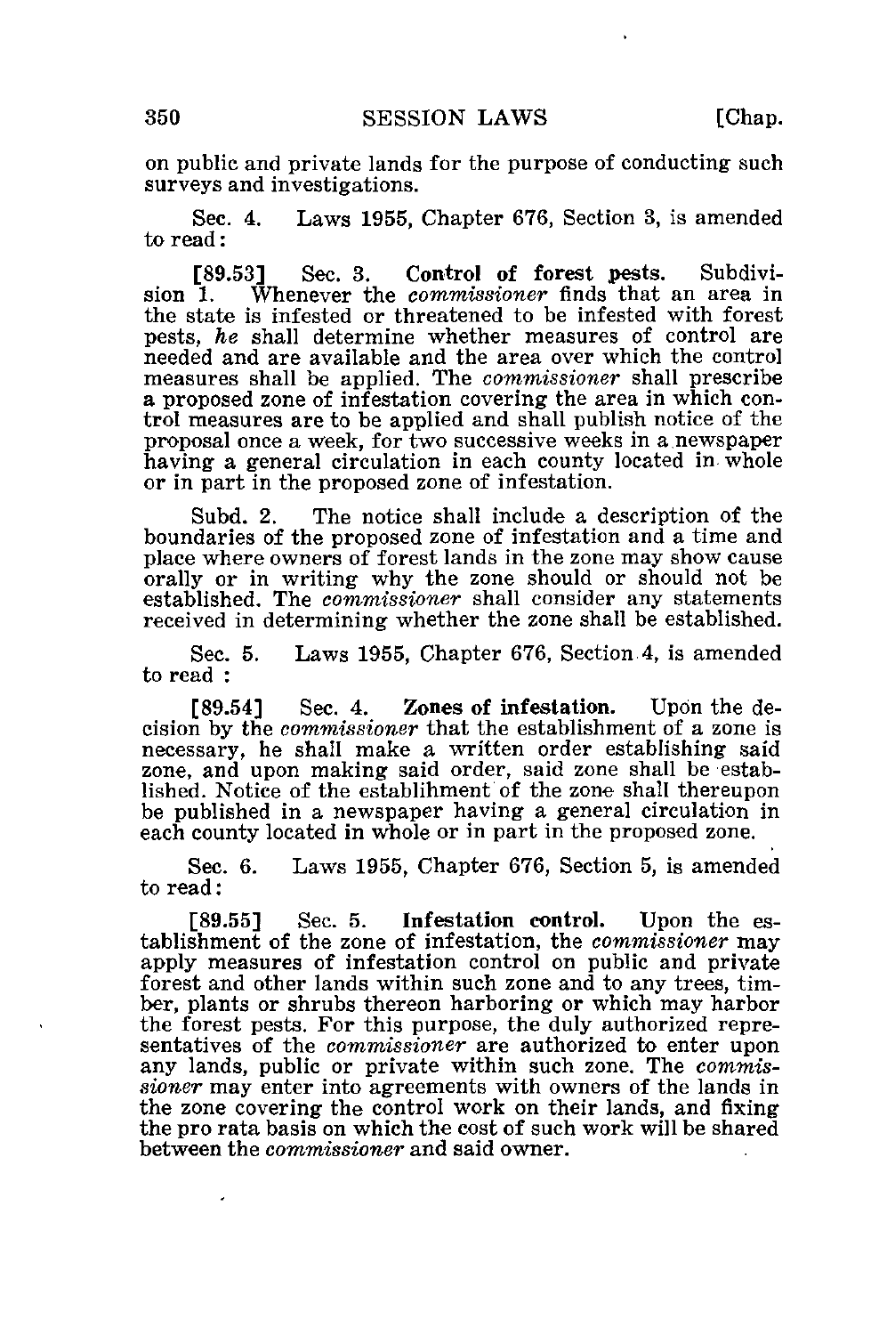on public and private lands for the purpose of conducting such surveys and investigations.

Sec. 4. Laws 1955, Chapter 676, Section 3, is amended to read:

[89.53] Sec. 3. **Control of forest pests.** Subdivision 1. Whenever the *commissioner* finds that an area in the state is infested or threatened to be infested with forest pests, *he* shall determine whether measures of control are needed and are available and the area over which the control measures shall be applied. The *commissioner* shall prescribe a proposed zone of infestation covering the area in which control measures are to be applied and shall publish notice of the proposal once a week, for two successive weeks in a newspaper having a general circulation in each county located in whole or in part in the proposed zone of infestation.

Subd. 2. The notice shall include a description of the boundaries of the proposed zone of infestation and a time and place where owners of forest lands in the zone may show cause orally or in writing why the zone should or should not be established. The *commissioner* shall consider any statements received in determining whether the zone shall be established.

Sec. 5. Laws 1955, Chapter 676, Section 4, is amended to read :

[89.54] Sec. 4. **Zones of infestation.** Upon the decision by the *commissioner* that the establishment of a zone is necessary, he shall make a written order establishing said zone, and upon making said order, said zone shall be established. Notice of the establihment of the zone shall thereupon be published in a newspaper having a general circulation in each county located in whole or in part in the proposed zone.

Sec. 6. Laws 1955, Chapter 676, Section 5, is amended to read:

[89.55] Sec. 5. **Infestation control.** Upon the establishment of the zone of infestation, the *commissioner* may apply measures of infestation control on public and private forest and other lands within such zone and to any trees, timber, plants or shrubs thereon harboring or which may harbor the forest pests. For this purpose, the duly authorized representatives of the *commissioner* are authorized to enter upon any lands, public or private within such zone. The *commissioner* may enter into agreements with owners of the lands in the zone covering the control work on their lands, and fixing the pro rata basis on which the cost of such work will be shared between the *commissioner* and said owner.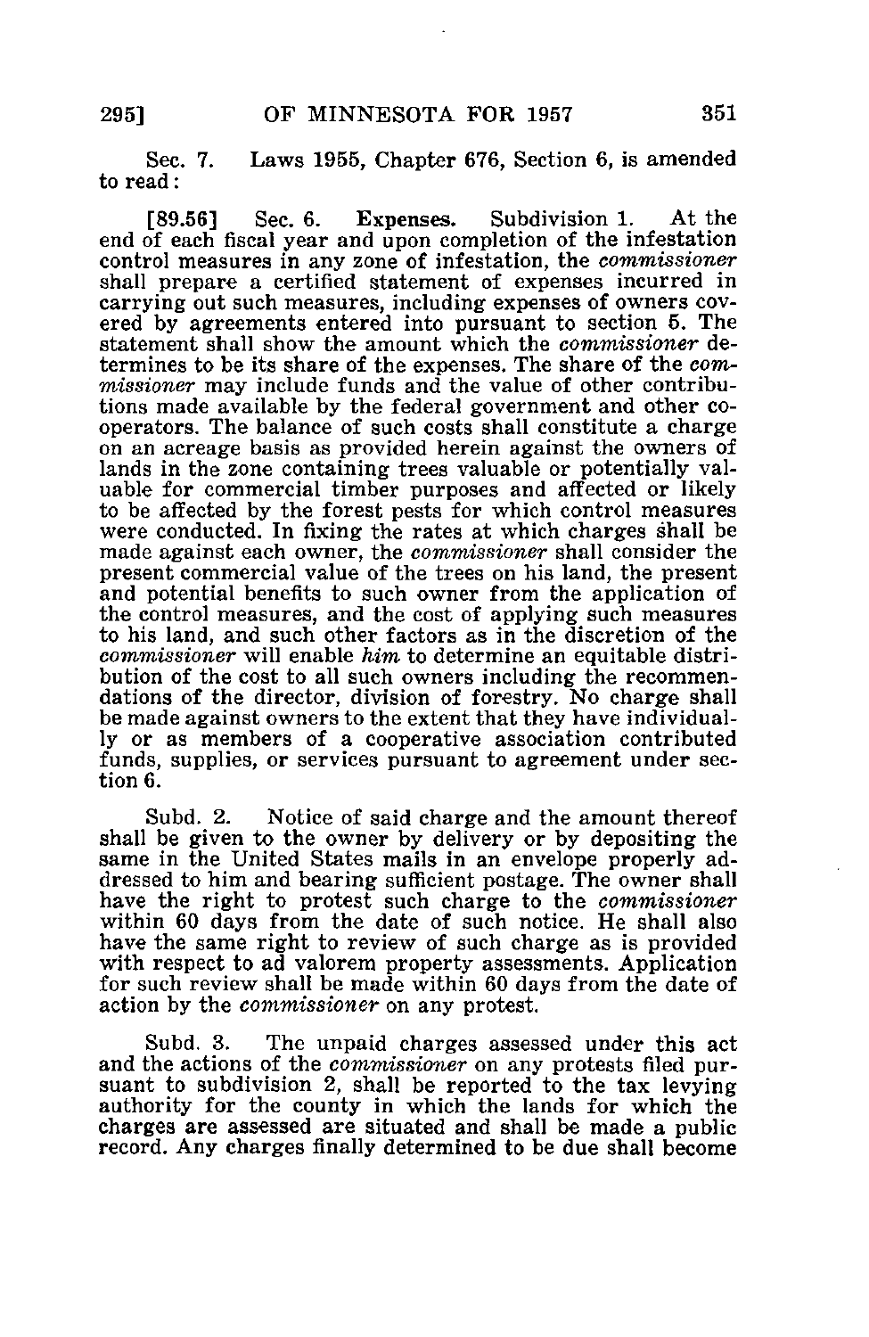Sec. 7. Laws 1955, Chapter 676, Section 6, is amended to read:

[89.56] Sec. 6. **Expenses.** Subdivision 1. At the end of each fiscal year and upon completion of the infestation control measures in any zone of infestation, the *commissioner* shall prepare a certified statement of expenses incurred in carrying out such measures, including expenses of owners covered by agreements entered into pursuant to section 5. The statement shall show the amount which the *commissioner* determines to be its share of the expenses. The share of the *commissioner* may include funds and the value of other contributions made available by the federal government and other cooperators. The balance of such costs shall constitute a charge on an acreage basis as provided herein against the owners of lands in the zone containing trees valuable or potentially valuable for commercial timber purposes and affected or likely to be affected by the forest pests for which control measures were conducted. In fixing the rates at which charges shall be made against each owner, the *commissioner* shall consider the present commercial value of the trees on his land, the present and potential benefits to such owner from the application of the control measures, and the cost of applying such measures to his land, and such other factors as in the discretion of the *commissioner* will enable *him* to determine an equitable distribution of the cost to all such owners including the recommendations of the director, division of forestry. No charge shall be made against owners to the extent that they have individually or as members of a cooperative association contributed funds, supplies, or services pursuant to agreement under section 6.

Subd. 2. Notice of said charge and the amount thereof shall be given to the owner by delivery or by depositing the same in the United States mails in an envelope properly addressed to him and bearing sufficient postage. The owner shall have the right to protest such charge to the *commissioner* within 60 days from the date of such notice. He shall also have the same right to review of such charge as is provided with respect to ad valorem property assessments. Application for such review shall be made within 60 days from the date of action by the *commissioner* on any protest.

Subd. 3. The unpaid charges assessed under this act and the actions of the *commissioner* on any protests filed pursuant to subdivision 2, shall be reported to the tax levying authority for the county in which the lands for which the charges are assessed are situated and shall be made a public record. Any charges finally determined to be due shall become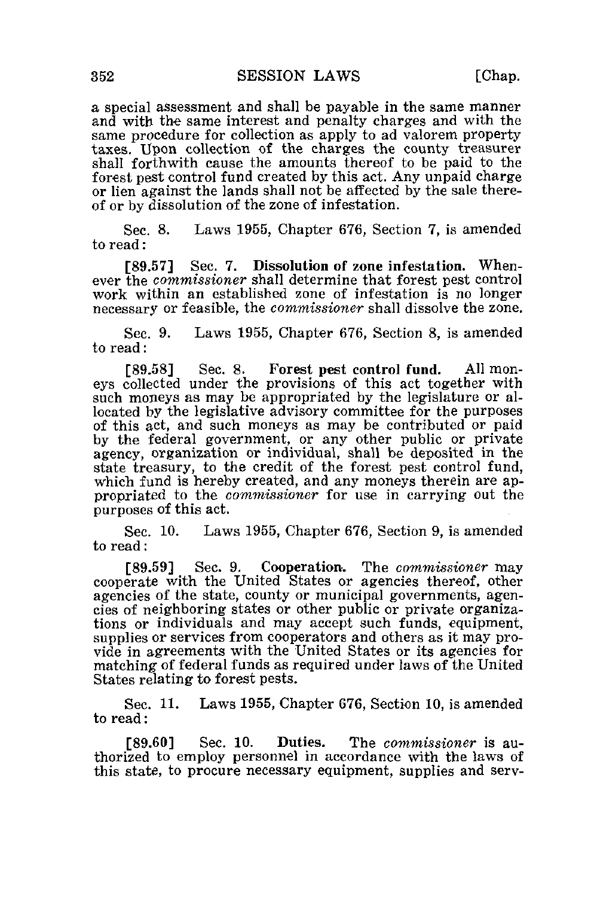a special assessment and shall be payable in the same manner and with the same interest and penalty charges and with the same procedure for collection as apply to ad valorem property taxes. Upon collection of the charges the county treasurer shall forthwith cause the amounts thereof to be paid to the forest pest control fund created by this act. Any unpaid charge or lien against the lands shall not be affected by the sale thereof or by dissolution of the zone of infestation.

Sec. 8. Laws 1955, Chapter 676, Section 7, is amended to read:

[89.57] Sec. 7. **Dissolution of zone infestation.** Whenever the *commissioner* shall determine that forest pest control work within an established zone of infestation is no longer necessary or feasible, the *commissioner* shall dissolve the zone.

Sec. 9. Laws 1955, Chapter 676, Section 8, is amended to read:

[89.58] Sec. 8. **Forest pest control fund.** All moneys collected under the provisions of this act together with such moneys as may be appropriated by the legislature or allocated by the legislative advisory committee for the purposes of this act, and such moneys as may be contributed or paid by the federal government, or any other public or private agency, organization or individual, shall be deposited in the state treasury, to the credit of the forest pest control fund, which fund is hereby created, and any moneys therein are appropriated to the *commissioner* for use in carrying out the purposes of this act.

Sec. 10. Laws 1955, Chapter 676, Section 9, is amended to read:

[89.59] Sec. 9. **Cooperation.** The *commissioner* may cooperate with the United States or agencies thereof, other agencies of the state, county or municipal governments, agencies of neighboring states or other public or private organizations or individuals and may accept such funds, equipment, supplies or services from cooperators and others as it may provide in agreements with the United States or its agencies for matching of federal funds as required under laws of the United States relating to forest pests.

Sec. 11. Laws 1955, Chapter 676, Section 10, is amended to read:

[89.60] Sec. 10. **Duties.** The *commissioner* is authorized to employ personnel in accordance with the laws of this state, to procure necessary equipment, supplies and serv-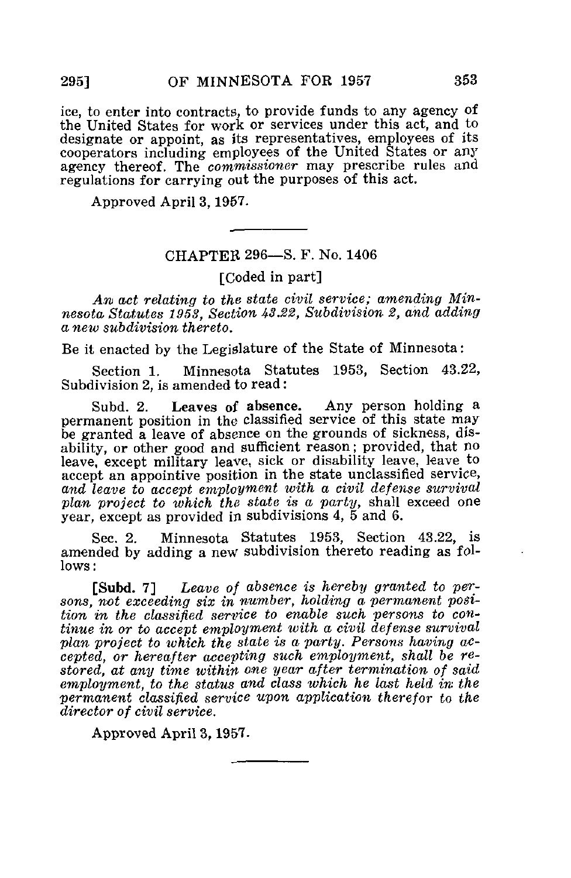ice, to enter into contracts, to provide funds to any agency of the United States for work or services under this act, and to designate or appoint, as its representatives, employees of its cooperators including employees of the United States or any agency thereof. The *commissioner* may prescribe rules and regulations for carrying out the purposes of this act.

Approved April 3, 1957.

---

## CHAPTER 296—S. F. No. 1406

[Coded in part]

*An act relating to the state civil service; amending Minnesota Statutes 1953, Section 43.22, Subdivision 2, and adding a new subdivision thereto.*

Be it enacted by the Legislature of the State of Minnesota:

Section 1. Minnesota Statutes 1953, Section 43.22, Subdivision 2, is amended to read:

Subd. 2. **Leaves of absence.** Any person holding a permanent position in the classified service of this state may be granted a leave of absence on the grounds of sickness, disability, or other good and sufficient reason; provided, that no leave, except military leave, sick or disability leave, leave to accept an appointive position in the state unclassified service, *and leave to accept employment with a civil defense survival plan project to which the state is a party,* shall exceed one year, except as provided in subdivisions 4, 5 and 6.

Sec. 2. Minnesota Statutes 1953, Section 43.22, is amended by adding a new subdivision thereto reading as follows:

**[Subd. 7]** *Leave of absence is hereby granted to persons, not exceeding six in number, holding a permanent position in the classified service to enable such persons to continue in or to accept employment with a civil defense survival plan project to which the state is a party. Persons having accepted, or hereafter accepting such employment, shall be restored, at any time within one year after termination of said employment, to the status and class which he last held in the permanent classified service upon application therefor to the director of civil service.*

Approved April 3, 1957.